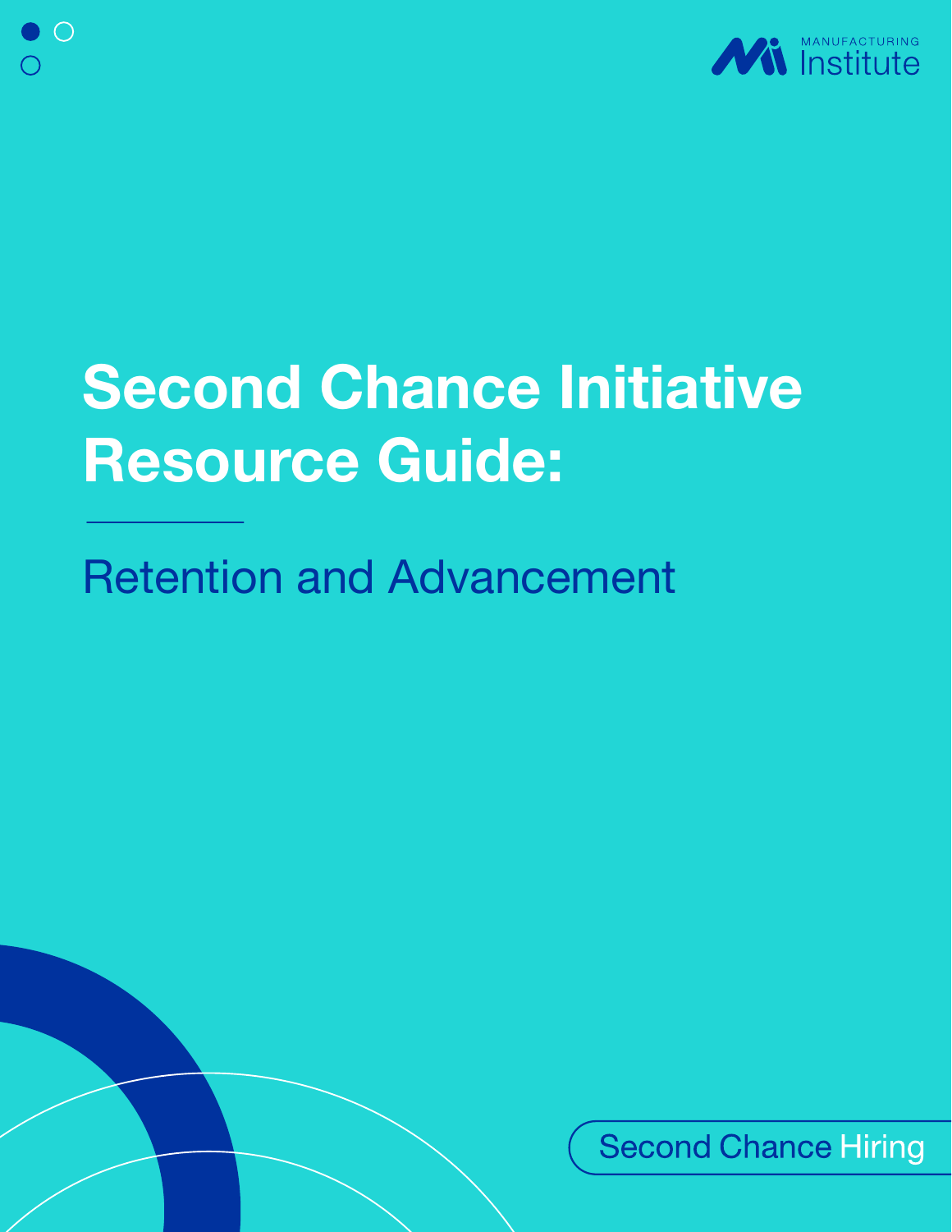MANUFACTURING Institute

# Second Chance Initiative Resource Guide:

## Retention and Advancement

Second Chance Hiring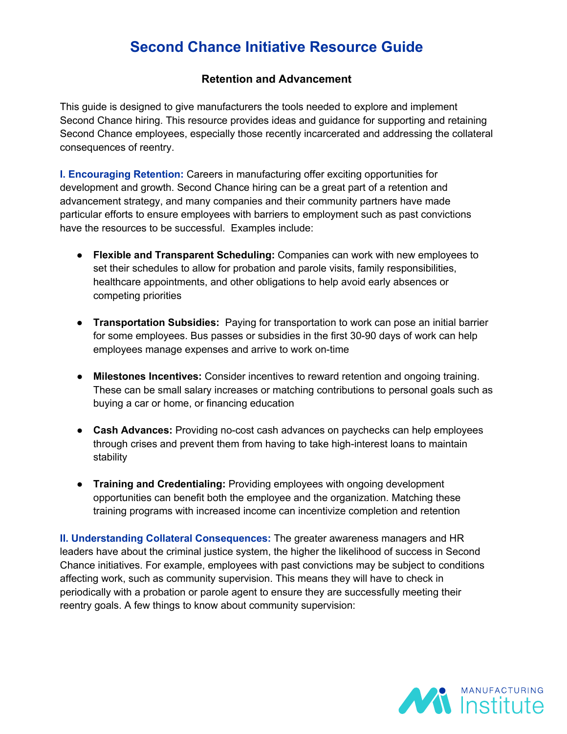# Second Chance Initiative Resource Guide

## Retention and Advancement

This guide is designed to give manufacturers the tools needed to explore and implement Second Chance hiring. This resource provides ideas and guidance for supporting and retaining Second Chance employees, especially those recently incarcerated and addressing the collateral consequences of reentry.

**I. Encouraging Retention:** Careers in manufacturing offer exciting opportunities for development and growth. Second Chance hiring can be a great part of a retention and advancement strategy, and many companies and their community partners have made particular efforts to ensure employees with barriers to employment such as past convictions have the resources to be successful. Examples include:

- **Flexible and Transparent Scheduling:** Companies can work with new employees to set their schedules to allow for probation and parole visits, family responsibilities, healthcare appointments, and other obligations to help avoid early absences or competing priorities
- **Transportation Subsidies:** Paying for transportation to work can pose an initial barrier for some employees. Bus passes or subsidies in the first 30-90 days of work can help employees manage expenses and arrive to work on-time
- **Milestones Incentives:** Consider incentives to reward retention and ongoing training. These can be small salary increases or matching contributions to personal goals such as buying a car or home, or financing education
- **Cash Advances:** Providing no-cost cash advances on paychecks can help employees through crises and prevent them from having to take high-interest loans to maintain stability
- **Training and Credentialing:** Providing employees with ongoing development opportunities can benefit both the employee and the organization. Matching these training programs with increased income can incentivize completion and retention

**II. Understanding Collateral Consequences:** The greater awareness managers and HR leaders have about the criminal justice system, the higher the likelihood of success in Second Chance initiatives. For example, employees with past convictions may be subject to conditions affecting work, such as community supervision. This means they will have to check in periodically with a probation or parole agent to ensure they are successfully meeting their reentry goals. A few things to know about community supervision: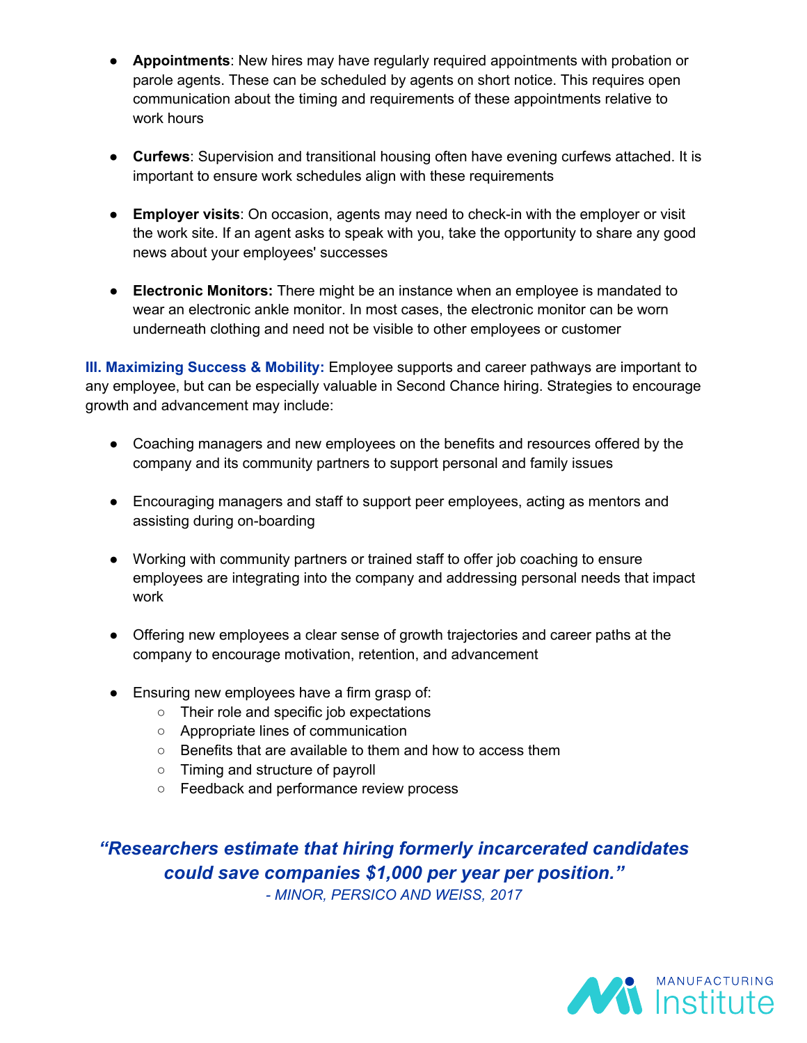- **Appointments**: New hires may have regularly required appointments with probation or parole agents. These can be scheduled by agents on short notice. This requires open communication about the timing and requirements of these appointments relative to work hours

- **Curfews**: Supervision and transitional housing often have evening curfews attached. It is important to ensure work schedules align with these requirements

- **Employer visits**: On occasion, agents may need to check-in with the employer or visit the work site. If an agent asks to speak with you, take the opportunity to share any good news about your employees' successes

- **Electronic Monitors:** There might be an instance when an employee is mandated to wear an electronic ankle monitor. In most cases, the electronic monitor can be worn underneath clothing and need not be visible to other employees or customer

**III. Maximizing Success & Mobility:** Employee supports and career pathways are important to any employee, but can be especially valuable in Second Chance hiring. Strategies to encourage growth and advancement may include:

- Coaching managers and new employees on the benefits and resources offered by the company and its community partners to support personal and family issues

- Encouraging managers and staff to support peer employees, acting as mentors and assisting during on-boarding

- Working with community partners or trained staff to offer job coaching to ensure employees are integrating into the company and addressing personal needs that impact work

- Offering new employees a clear sense of growth trajectories and career paths at the company to encourage motivation, retention, and advancement

- Ensuring new employees have a firm grasp of:
  - Their role and specific job expectations
  - Appropriate lines of communication
  - Benefits that are available to them and how to access them
  - Timing and structure of payroll
  - Feedback and performance review process

***"Researchers estimate that hiring formerly incarcerated candidates could save companies $1,000 per year per position."***

*- MINOR, PERSICO AND WEISS, 2017*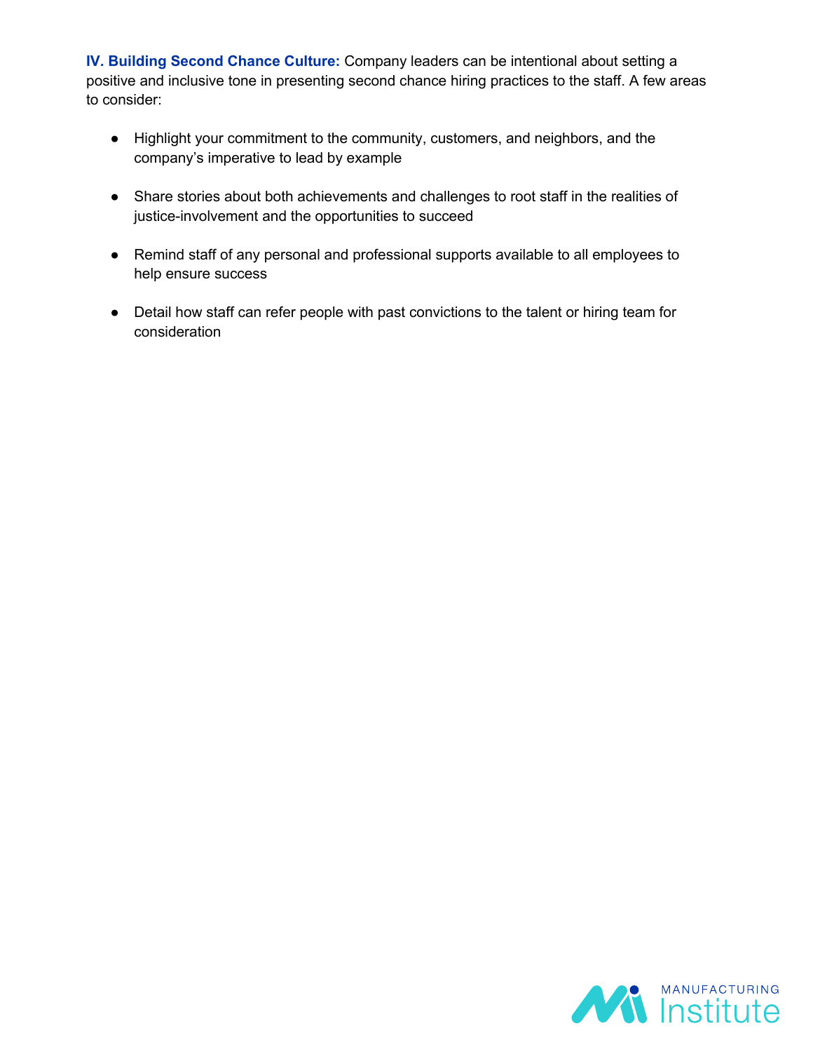**IV. Building Second Chance Culture:** Company leaders can be intentional about setting a positive and inclusive tone in presenting second chance hiring practices to the staff. A few areas to consider:

- Highlight your commitment to the community, customers, and neighbors, and the company's imperative to lead by example
- Share stories about both achievements and challenges to root staff in the realities of justice-involvement and the opportunities to succeed
- Remind staff of any personal and professional supports available to all employees to help ensure success
- Detail how staff can refer people with past convictions to the talent or hiring team for consideration